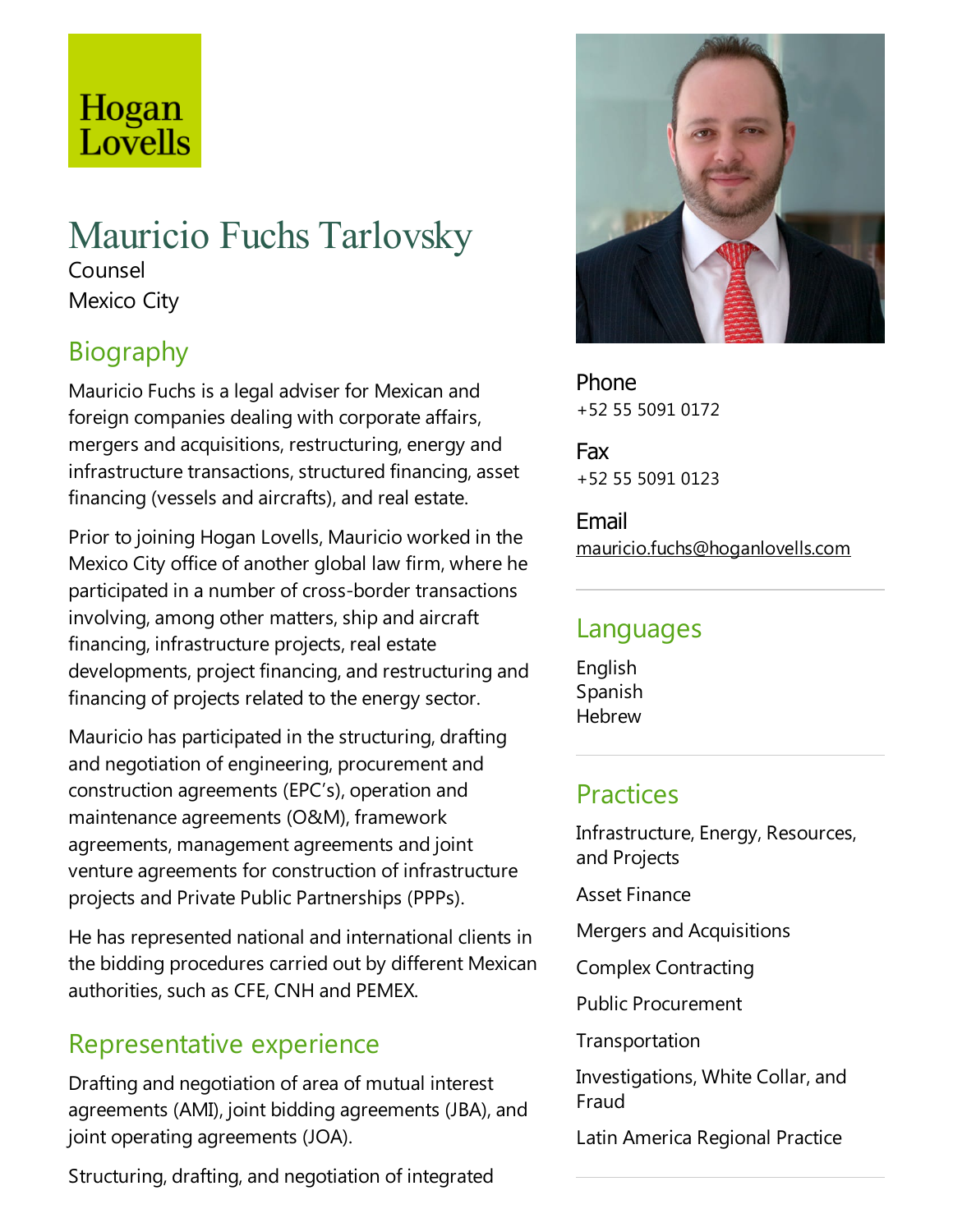Hogan Lovells

# Mauricio Fuchs Tarlovsky

Counsel

Mexico City

## Biography

Mauricio Fuchs is a legal adviser for Mexican and foreign companies dealing with corporate affairs, mergers and acquisitions, restructuring, energy and infrastructure transactions, structured financing, asset financing (vessels and aircrafts), and real estate.

Prior to joining Hogan Lovells, Mauricio worked in the Mexico City office of another global law firm, where he participated in a number of cross-border transactions involving, among other matters, ship and aircraft financing, infrastructure projects, real estate developments, project financing, and restructuring and financing of projects related to the energy sector.

Mauricio has participated in the structuring, drafting and negotiation of engineering, procurement and construction agreements (EPC's), operation and maintenance agreements (O&M), framework agreements, management agreements and joint venture agreements for construction of infrastructure projects and Private Public Partnerships (PPPs).

He has represented national and international clients in the bidding procedures carried out by different Mexican authorities, such as CFE, CNH and PEMEX.

## Representative experience

Drafting and negotiation of area of mutual interest agreements (AMI), joint bidding agreements (JBA), and joint operating agreements (JOA).

Structuring, drafting, and negotiation of integrated

**Phone**
+52 55 5091 0172

**Fax**
+52 55 5091 0123

**Email**
mauricio.fuchs@hoganlovells.com

## Languages

English
Spanish
Hebrew

## Practices

Infrastructure, Energy, Resources, and Projects

Asset Finance

Mergers and Acquisitions

Complex Contracting

Public Procurement

Transportation

Investigations, White Collar, and Fraud

Latin America Regional Practice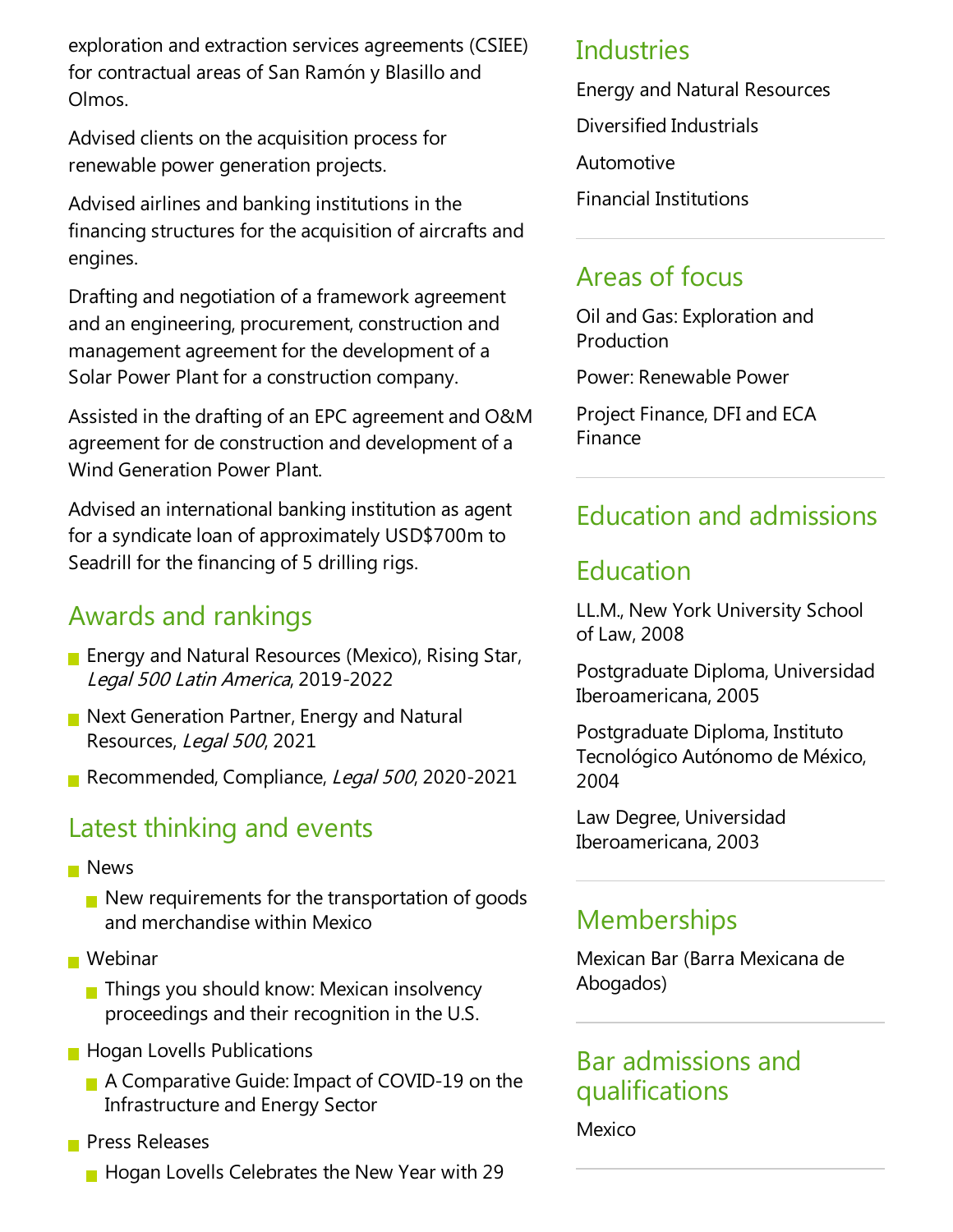exploration and extraction services agreements (CSIEE) for contractual areas of San Ramón y Blasillo and Olmos.

Advised clients on the acquisition process for renewable power generation projects.

Advised airlines and banking institutions in the financing structures for the acquisition of aircrafts and engines.

Drafting and negotiation of a framework agreement and an engineering, procurement, construction and management agreement for the development of a Solar Power Plant for a construction company.

Assisted in the drafting of an EPC agreement and O&M agreement for de construction and development of a Wind Generation Power Plant.

Advised an international banking institution as agent for a syndicate loan of approximately USD$700m to Seadrill for the financing of 5 drilling rigs.

## Awards and rankings

- Energy and Natural Resources (Mexico), Rising Star, *Legal 500 Latin America*, 2019-2022
- Next Generation Partner, Energy and Natural Resources, *Legal 500*, 2021
- Recommended, Compliance, *Legal 500*, 2020-2021

## Latest thinking and events

- News
  - New requirements for the transportation of goods and merchandise within Mexico
- Webinar
  - Things you should know: Mexican insolvency proceedings and their recognition in the U.S.
- Hogan Lovells Publications
  - A Comparative Guide: Impact of COVID-19 on the Infrastructure and Energy Sector
- Press Releases
  - Hogan Lovells Celebrates the New Year with 29

## Industries

Energy and Natural Resources

Diversified Industrials

Automotive

Financial Institutions

## Areas of focus

Oil and Gas: Exploration and Production

Power: Renewable Power

Project Finance, DFI and ECA Finance

## Education and admissions

## Education

LL.M., New York University School of Law, 2008

Postgraduate Diploma, Universidad Iberoamericana, 2005

Postgraduate Diploma, Instituto Tecnológico Autónomo de México, 2004

Law Degree, Universidad Iberoamericana, 2003

## Memberships

Mexican Bar (Barra Mexicana de Abogados)

## Bar admissions and qualifications

Mexico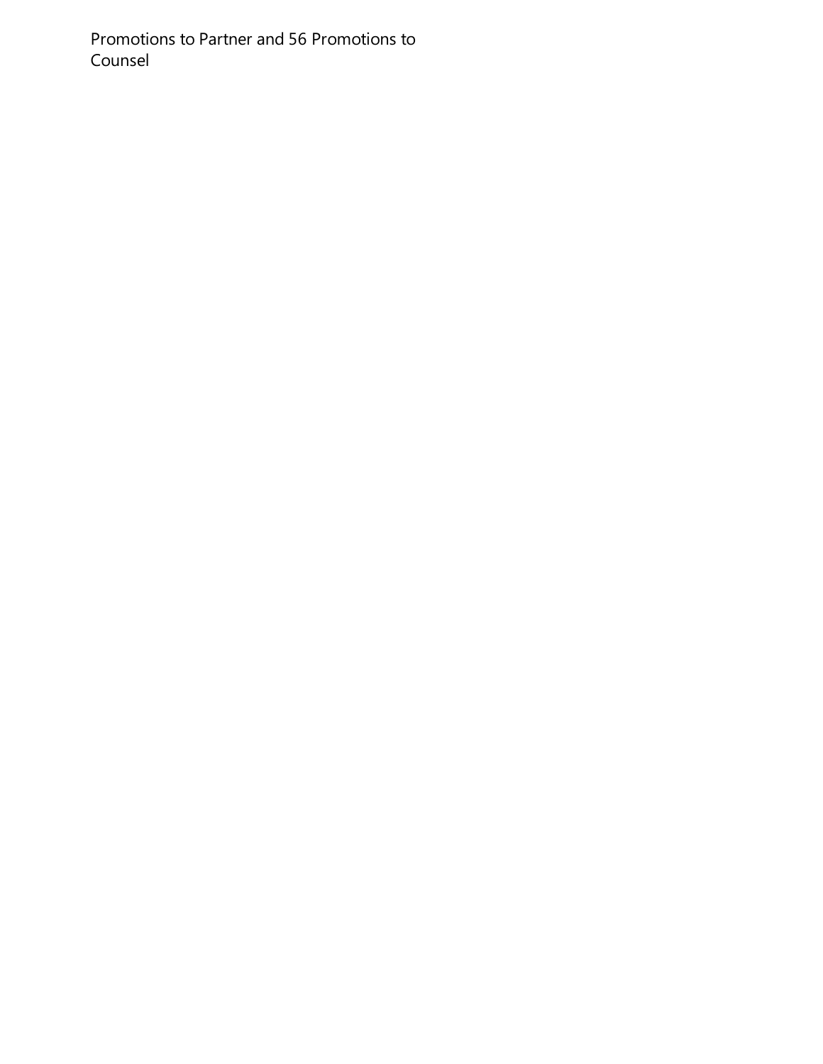Promotions to Partner and 56 Promotions to Counsel